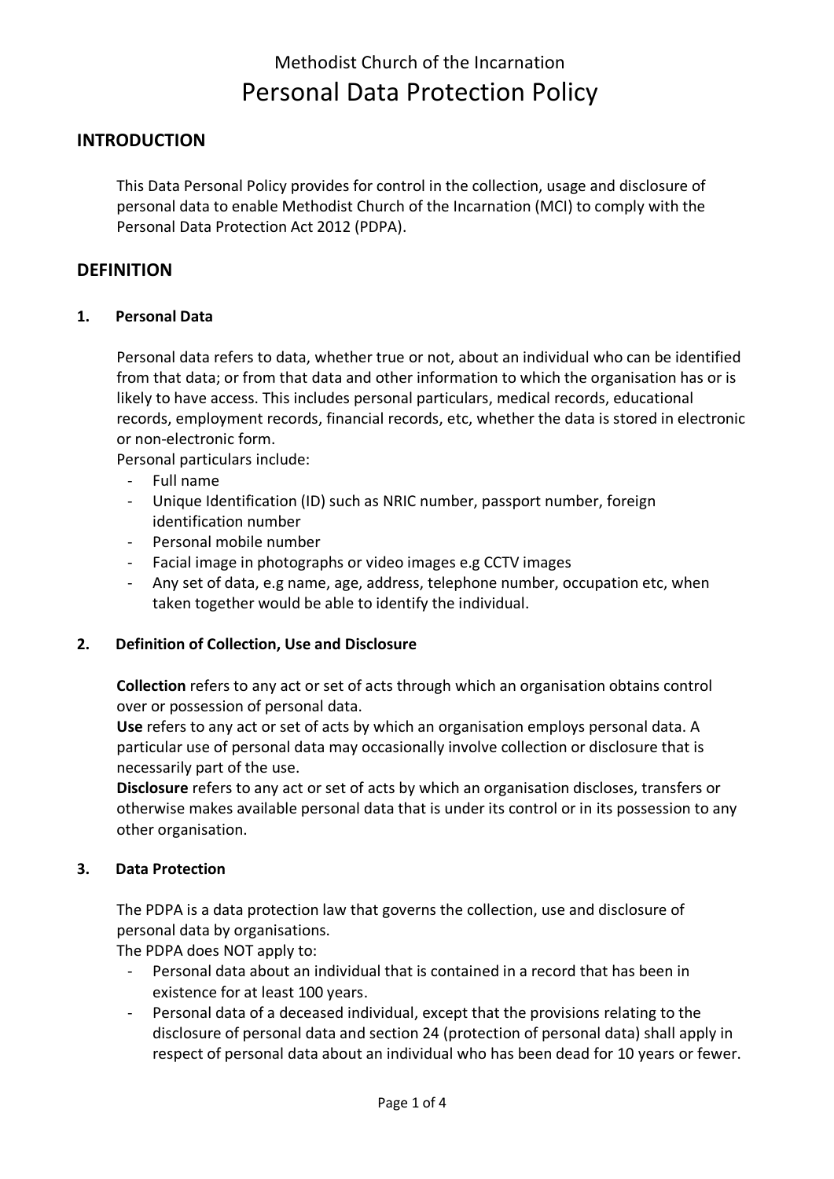# Methodist Church of the Incarnation
# Personal Data Protection Policy

## INTRODUCTION

This Data Personal Policy provides for control in the collection, usage and disclosure of personal data to enable Methodist Church of the Incarnation (MCI) to comply with the Personal Data Protection Act 2012 (PDPA).

## DEFINITION

### 1. Personal Data

Personal data refers to data, whether true or not, about an individual who can be identified from that data; or from that data and other information to which the organisation has or is likely to have access. This includes personal particulars, medical records, educational records, employment records, financial records, etc, whether the data is stored in electronic or non-electronic form.

Personal particulars include:

- Full name
- Unique Identification (ID) such as NRIC number, passport number, foreign identification number
- Personal mobile number
- Facial image in photographs or video images e.g CCTV images
- Any set of data, e.g name, age, address, telephone number, occupation etc, when taken together would be able to identify the individual.

### 2. Definition of Collection, Use and Disclosure

**Collection** refers to any act or set of acts through which an organisation obtains control over or possession of personal data.

**Use** refers to any act or set of acts by which an organisation employs personal data. A particular use of personal data may occasionally involve collection or disclosure that is necessarily part of the use.

**Disclosure** refers to any act or set of acts by which an organisation discloses, transfers or otherwise makes available personal data that is under its control or in its possession to any other organisation.

### 3. Data Protection

The PDPA is a data protection law that governs the collection, use and disclosure of personal data by organisations.

The PDPA does NOT apply to:

- Personal data about an individual that is contained in a record that has been in existence for at least 100 years.
- Personal data of a deceased individual, except that the provisions relating to the disclosure of personal data and section 24 (protection of personal data) shall apply in respect of personal data about an individual who has been dead for 10 years or fewer.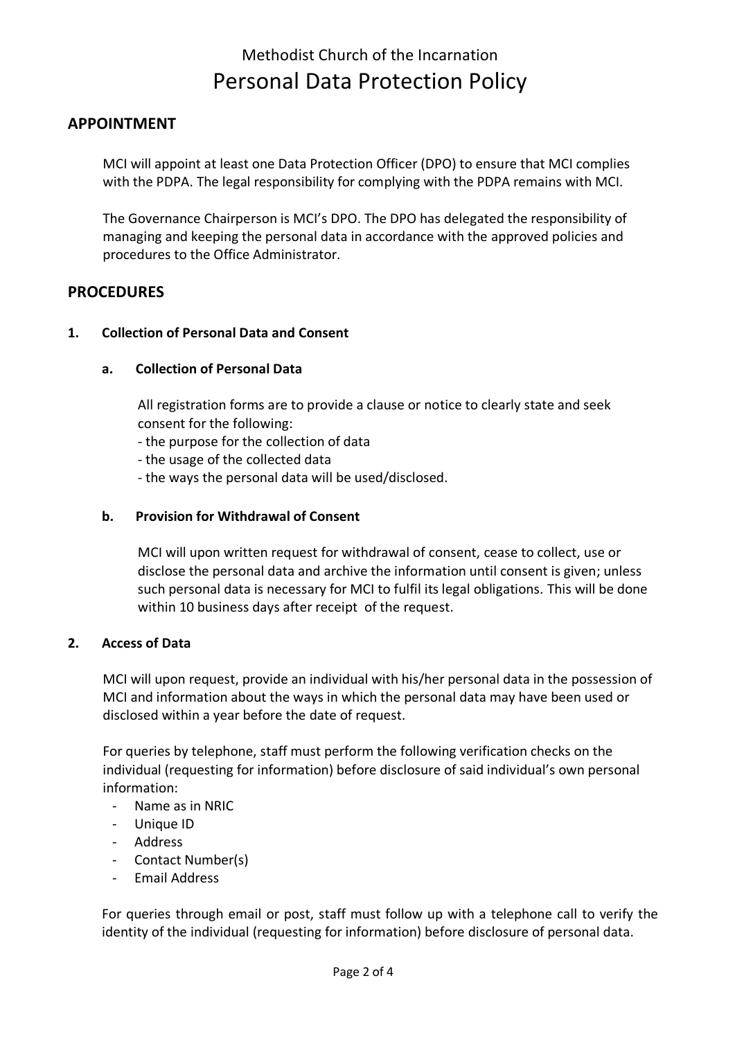# Methodist Church of the Incarnation
# Personal Data Protection Policy

## APPOINTMENT

MCI will appoint at least one Data Protection Officer (DPO) to ensure that MCI complies with the PDPA. The legal responsibility for complying with the PDPA remains with MCI.

The Governance Chairperson is MCI's DPO. The DPO has delegated the responsibility of managing and keeping the personal data in accordance with the approved policies and procedures to the Office Administrator.

## PROCEDURES

### 1. Collection of Personal Data and Consent

#### a. Collection of Personal Data

All registration forms are to provide a clause or notice to clearly state and seek consent for the following:
- the purpose for the collection of data
- the usage of the collected data
- the ways the personal data will be used/disclosed.

#### b. Provision for Withdrawal of Consent

MCI will upon written request for withdrawal of consent, cease to collect, use or disclose the personal data and archive the information until consent is given; unless such personal data is necessary for MCI to fulfil its legal obligations. This will be done within 10 business days after receipt of the request.

### 2. Access of Data

MCI will upon request, provide an individual with his/her personal data in the possession of MCI and information about the ways in which the personal data may have been used or disclosed within a year before the date of request.

For queries by telephone, staff must perform the following verification checks on the individual (requesting for information) before disclosure of said individual's own personal information:
- Name as in NRIC
- Unique ID
- Address
- Contact Number(s)
- Email Address

For queries through email or post, staff must follow up with a telephone call to verify the identity of the individual (requesting for information) before disclosure of personal data.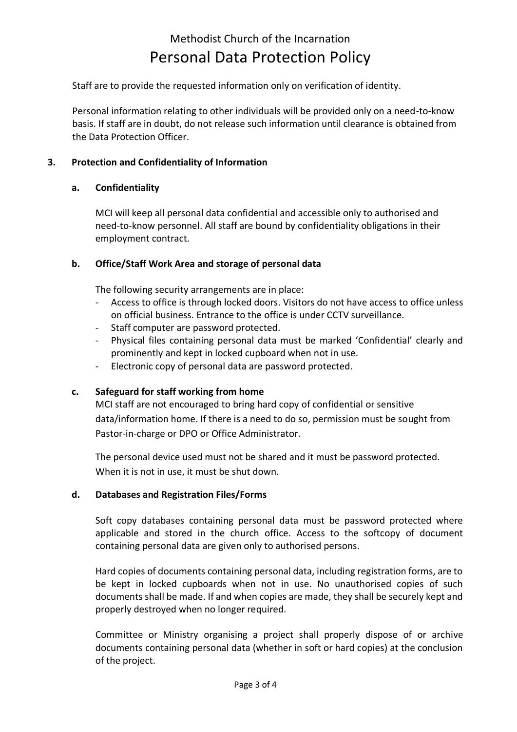Staff are to provide the requested information only on verification of identity.

Personal information relating to other individuals will be provided only on a need-to-know basis. If staff are in doubt, do not release such information until clearance is obtained from the Data Protection Officer.

## 3. Protection and Confidentiality of Information

### a. Confidentiality

MCI will keep all personal data confidential and accessible only to authorised and need-to-know personnel. All staff are bound by confidentiality obligations in their employment contract.

### b. Office/Staff Work Area and storage of personal data

The following security arrangements are in place:

- Access to office is through locked doors. Visitors do not have access to office unless on official business. Entrance to the office is under CCTV surveillance.
- Staff computer are password protected.
- Physical files containing personal data must be marked 'Confidential' clearly and prominently and kept in locked cupboard when not in use.
- Electronic copy of personal data are password protected.

### c. Safeguard for staff working from home

MCI staff are not encouraged to bring hard copy of confidential or sensitive data/information home. If there is a need to do so, permission must be sought from Pastor-in-charge or DPO or Office Administrator.

The personal device used must not be shared and it must be password protected. When it is not in use, it must be shut down.

### d. Databases and Registration Files/Forms

Soft copy databases containing personal data must be password protected where applicable and stored in the church office. Access to the softcopy of document containing personal data are given only to authorised persons.

Hard copies of documents containing personal data, including registration forms, are to be kept in locked cupboards when not in use. No unauthorised copies of such documents shall be made. If and when copies are made, they shall be securely kept and properly destroyed when no longer required.

Committee or Ministry organising a project shall properly dispose of or archive documents containing personal data (whether in soft or hard copies) at the conclusion of the project.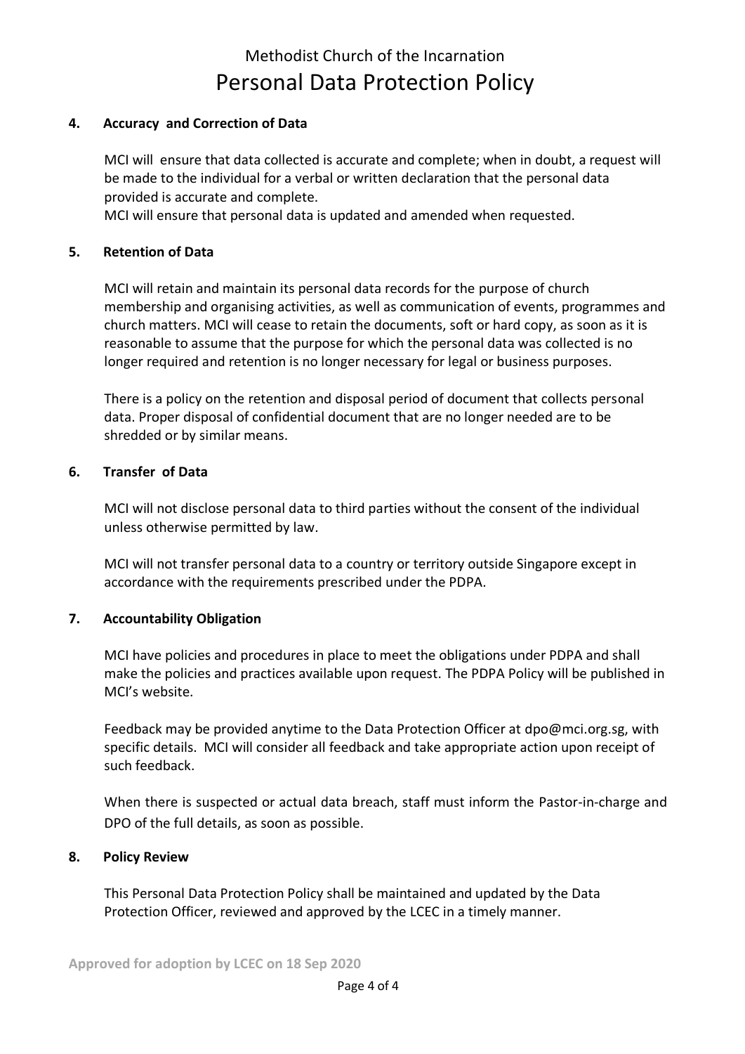### 4. Accuracy and Correction of Data

MCI will ensure that data collected is accurate and complete; when in doubt, a request will be made to the individual for a verbal or written declaration that the personal data provided is accurate and complete.
MCI will ensure that personal data is updated and amended when requested.

### 5. Retention of Data

MCI will retain and maintain its personal data records for the purpose of church membership and organising activities, as well as communication of events, programmes and church matters. MCI will cease to retain the documents, soft or hard copy, as soon as it is reasonable to assume that the purpose for which the personal data was collected is no longer required and retention is no longer necessary for legal or business purposes.

There is a policy on the retention and disposal period of document that collects personal data. Proper disposal of confidential document that are no longer needed are to be shredded or by similar means.

### 6. Transfer of Data

MCI will not disclose personal data to third parties without the consent of the individual unless otherwise permitted by law.

MCI will not transfer personal data to a country or territory outside Singapore except in accordance with the requirements prescribed under the PDPA.

### 7. Accountability Obligation

MCI have policies and procedures in place to meet the obligations under PDPA and shall make the policies and practices available upon request. The PDPA Policy will be published in MCI's website.

Feedback may be provided anytime to the Data Protection Officer at dpo@mci.org.sg, with specific details. MCI will consider all feedback and take appropriate action upon receipt of such feedback.

When there is suspected or actual data breach, staff must inform the Pastor-in-charge and DPO of the full details, as soon as possible.

### 8. Policy Review

This Personal Data Protection Policy shall be maintained and updated by the Data Protection Officer, reviewed and approved by the LCEC in a timely manner.

**Approved for adoption by LCEC on 18 Sep 2020**